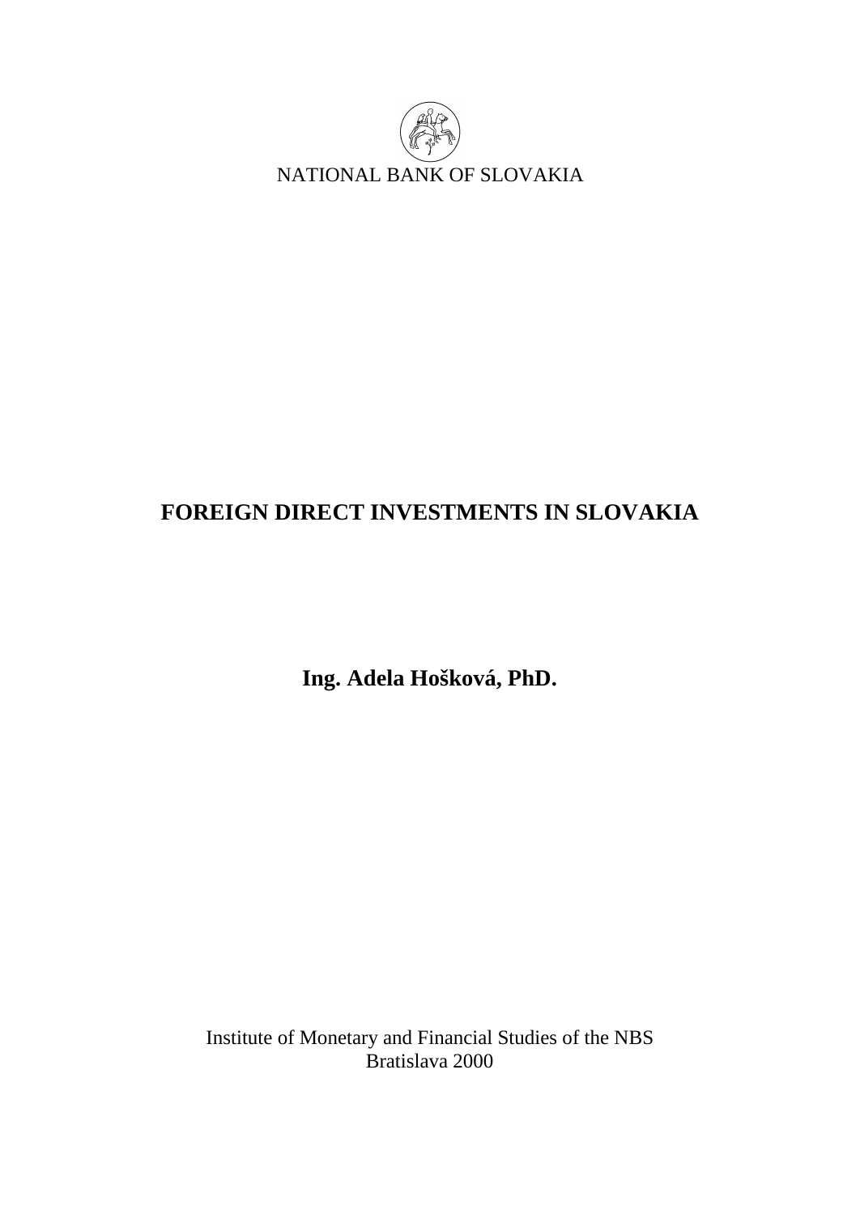NATIONAL BANK OF SLOVAKIA

# FOREIGN DIRECT INVESTMENTS IN SLOVAKIA

**Ing. Adela Hošková, PhD.**

Institute of Monetary and Financial Studies of the NBS
Bratislava 2000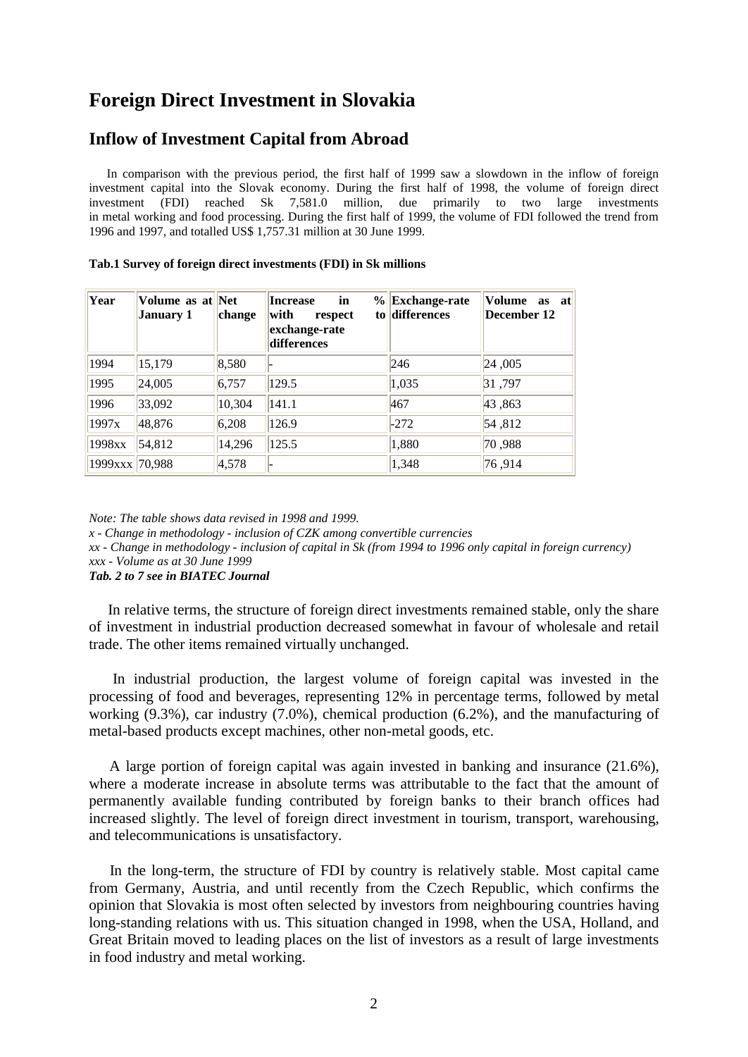# Foreign Direct Investment in Slovakia

## Inflow of Investment Capital from Abroad

In comparison with the previous period, the first half of 1999 saw a slowdown in the inflow of foreign investment capital into the Slovak economy. During the first half of 1998, the volume of foreign direct investment (FDI) reached Sk 7,581.0 million, due primarily to two large investments in metal working and food processing. During the first half of 1999, the volume of FDI followed the trend from 1996 and 1997, and totalled US$ 1,757.31 million at 30 June 1999.

**Tab.1 Survey of foreign direct investments (FDI) in Sk millions**

| Year | Volume as at January 1 | Net change | Increase in % with respect to exchange-rate differences | Exchange-rate differences | Volume as at December 12 |
|---|---|---|---|---|---|
| 1994 | 15,179 | 8,580 | - | 246 | 24 ,005 |
| 1995 | 24,005 | 6,757 | 129.5 | 1,035 | 31 ,797 |
| 1996 | 33,092 | 10,304 | 141.1 | 467 | 43 ,863 |
| 1997x | 48,876 | 6,208 | 126.9 | -272 | 54 ,812 |
| 1998xx | 54,812 | 14,296 | 125.5 | 1,880 | 70 ,988 |
| 1999xxx | 70,988 | 4,578 | - | 1,348 | 76 ,914 |

*Note: The table shows data revised in 1998 and 1999.*
*x - Change in methodology - inclusion of CZK among convertible currencies*
*xx - Change in methodology - inclusion of capital in Sk (from 1994 to 1996 only capital in foreign currency)*
*xxx - Volume as at 30 June 1999*
***Tab. 2 to 7 see in BIATEC Journal***

In relative terms, the structure of foreign direct investments remained stable, only the share of investment in industrial production decreased somewhat in favour of wholesale and retail trade. The other items remained virtually unchanged.

In industrial production, the largest volume of foreign capital was invested in the processing of food and beverages, representing 12% in percentage terms, followed by metal working (9.3%), car industry (7.0%), chemical production (6.2%), and the manufacturing of metal-based products except machines, other non-metal goods, etc.

A large portion of foreign capital was again invested in banking and insurance (21.6%), where a moderate increase in absolute terms was attributable to the fact that the amount of permanently available funding contributed by foreign banks to their branch offices had increased slightly. The level of foreign direct investment in tourism, transport, warehousing, and telecommunications is unsatisfactory.

In the long-term, the structure of FDI by country is relatively stable. Most capital came from Germany, Austria, and until recently from the Czech Republic, which confirms the opinion that Slovakia is most often selected by investors from neighbouring countries having long-standing relations with us. This situation changed in 1998, when the USA, Holland, and Great Britain moved to leading places on the list of investors as a result of large investments in food industry and metal working.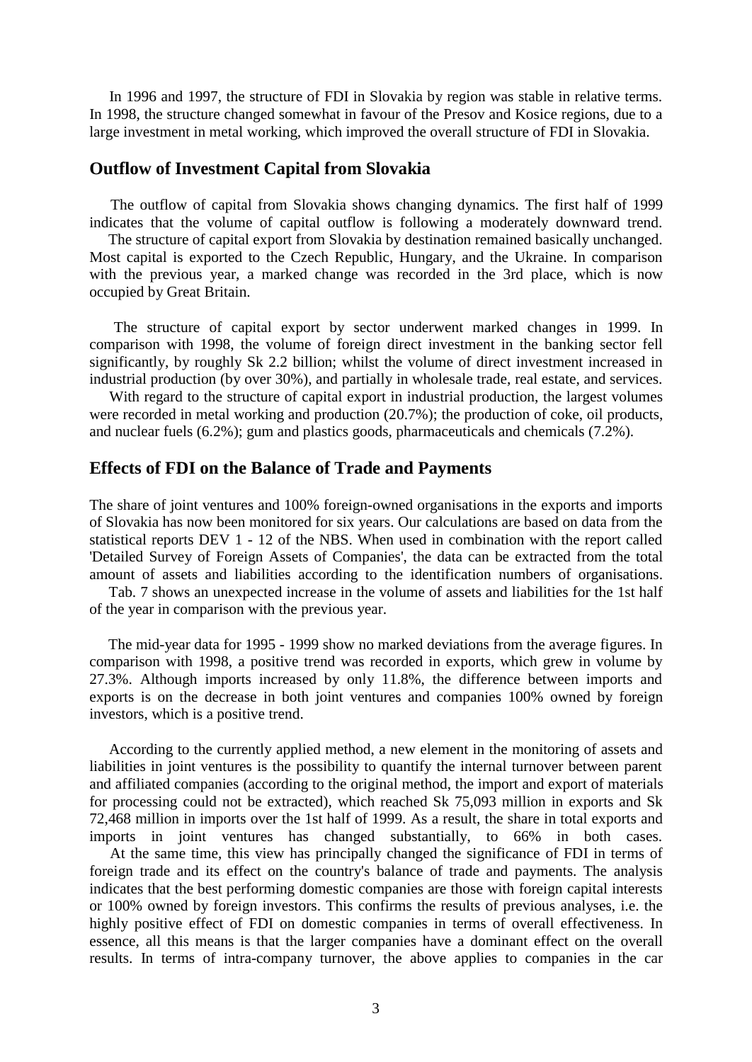In 1996 and 1997, the structure of FDI in Slovakia by region was stable in relative terms. In 1998, the structure changed somewhat in favour of the Presov and Kosice regions, due to a large investment in metal working, which improved the overall structure of FDI in Slovakia.

## Outflow of Investment Capital from Slovakia

The outflow of capital from Slovakia shows changing dynamics. The first half of 1999 indicates that the volume of capital outflow is following a moderately downward trend.

The structure of capital export from Slovakia by destination remained basically unchanged. Most capital is exported to the Czech Republic, Hungary, and the Ukraine. In comparison with the previous year, a marked change was recorded in the 3rd place, which is now occupied by Great Britain.

The structure of capital export by sector underwent marked changes in 1999. In comparison with 1998, the volume of foreign direct investment in the banking sector fell significantly, by roughly Sk 2.2 billion; whilst the volume of direct investment increased in industrial production (by over 30%), and partially in wholesale trade, real estate, and services.

With regard to the structure of capital export in industrial production, the largest volumes were recorded in metal working and production (20.7%); the production of coke, oil products, and nuclear fuels (6.2%); gum and plastics goods, pharmaceuticals and chemicals (7.2%).

## Effects of FDI on the Balance of Trade and Payments

The share of joint ventures and 100% foreign-owned organisations in the exports and imports of Slovakia has now been monitored for six years. Our calculations are based on data from the statistical reports DEV 1 - 12 of the NBS. When used in combination with the report called 'Detailed Survey of Foreign Assets of Companies', the data can be extracted from the total amount of assets and liabilities according to the identification numbers of organisations.

Tab. 7 shows an unexpected increase in the volume of assets and liabilities for the 1st half of the year in comparison with the previous year.

The mid-year data for 1995 - 1999 show no marked deviations from the average figures. In comparison with 1998, a positive trend was recorded in exports, which grew in volume by 27.3%. Although imports increased by only 11.8%, the difference between imports and exports is on the decrease in both joint ventures and companies 100% owned by foreign investors, which is a positive trend.

According to the currently applied method, a new element in the monitoring of assets and liabilities in joint ventures is the possibility to quantify the internal turnover between parent and affiliated companies (according to the original method, the import and export of materials for processing could not be extracted), which reached Sk 75,093 million in exports and Sk 72,468 million in imports over the 1st half of 1999. As a result, the share in total exports and imports in joint ventures has changed substantially, to 66% in both cases.

At the same time, this view has principally changed the significance of FDI in terms of foreign trade and its effect on the country's balance of trade and payments. The analysis indicates that the best performing domestic companies are those with foreign capital interests or 100% owned by foreign investors. This confirms the results of previous analyses, i.e. the highly positive effect of FDI on domestic companies in terms of overall effectiveness. In essence, all this means is that the larger companies have a dominant effect on the overall results. In terms of intra-company turnover, the above applies to companies in the car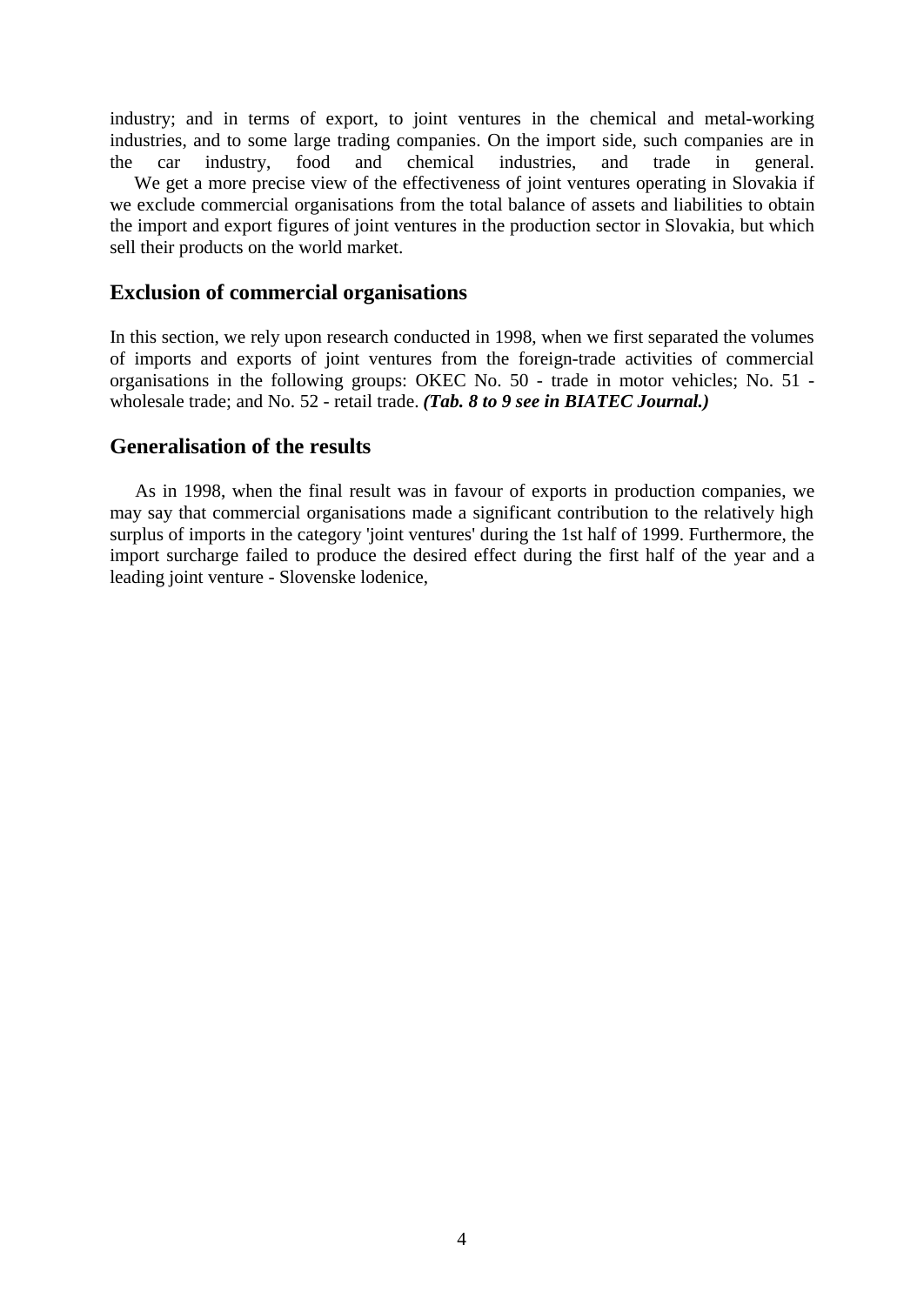industry; and in terms of export, to joint ventures in the chemical and metal-working industries, and to some large trading companies. On the import side, such companies are in the car industry, food and chemical industries, and trade in general.

We get a more precise view of the effectiveness of joint ventures operating in Slovakia if we exclude commercial organisations from the total balance of assets and liabilities to obtain the import and export figures of joint ventures in the production sector in Slovakia, but which sell their products on the world market.

## Exclusion of commercial organisations

In this section, we rely upon research conducted in 1998, when we first separated the volumes of imports and exports of joint ventures from the foreign-trade activities of commercial organisations in the following groups: OKEC No. 50 - trade in motor vehicles; No. 51 - wholesale trade; and No. 52 - retail trade. ***(Tab. 8 to 9 see in BIATEC Journal.)***

## Generalisation of the results

As in 1998, when the final result was in favour of exports in production companies, we may say that commercial organisations made a significant contribution to the relatively high surplus of imports in the category 'joint ventures' during the 1st half of 1999. Furthermore, the import surcharge failed to produce the desired effect during the first half of the year and a leading joint venture - Slovenske lodenice,